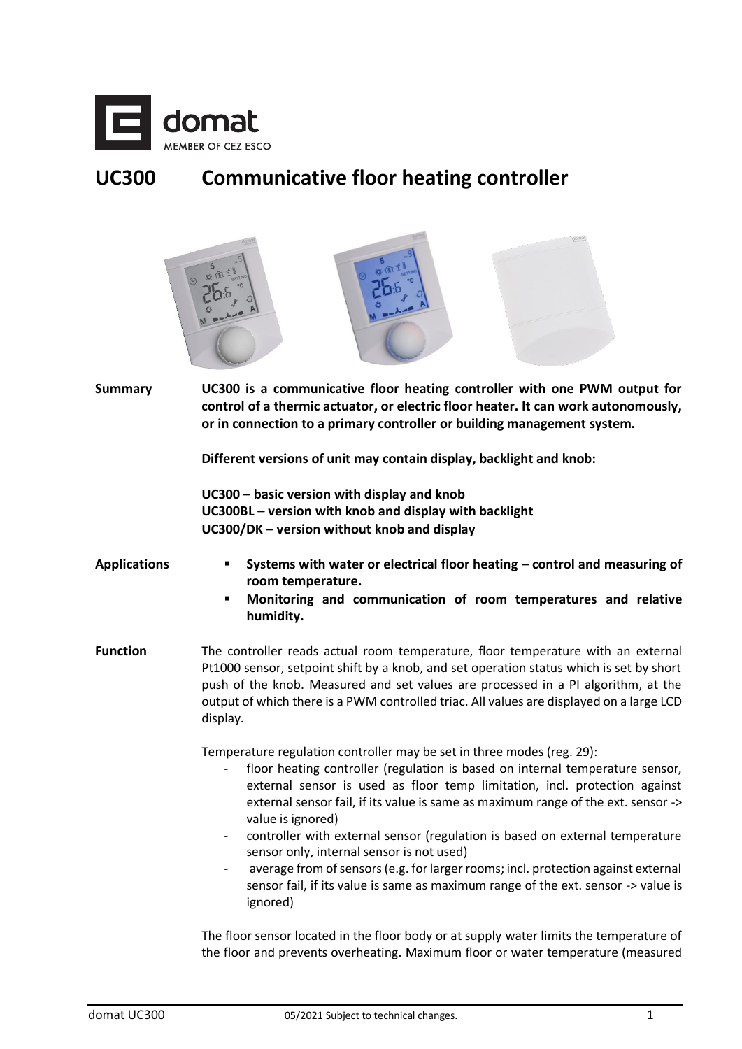# UC300 Communicative floor heating controller

**Summary**

**UC300 is a communicative floor heating controller with one PWM output for control of a thermic actuator, or electric floor heater. It can work autonomously, or in connection to a primary controller or building management system.**

**Different versions of unit may contain display, backlight and knob:**

**UC300 – basic version with display and knob**
**UC300BL – version with knob and display with backlight**
**UC300/DK – version without knob and display**

**Applications**

- **Systems with water or electrical floor heating – control and measuring of room temperature.**
- **Monitoring and communication of room temperatures and relative humidity.**

**Function**

The controller reads actual room temperature, floor temperature with an external Pt1000 sensor, setpoint shift by a knob, and set operation status which is set by short push of the knob. Measured and set values are processed in a PI algorithm, at the output of which there is a PWM controlled triac. All values are displayed on a large LCD display.

Temperature regulation controller may be set in three modes (reg. 29):

- floor heating controller (regulation is based on internal temperature sensor, external sensor is used as floor temp limitation, incl. protection against external sensor fail, if its value is same as maximum range of the ext. sensor -> value is ignored)
- controller with external sensor (regulation is based on external temperature sensor only, internal sensor is not used)
- average from of sensors (e.g. for larger rooms; incl. protection against external sensor fail, if its value is same as maximum range of the ext. sensor -> value is ignored)

The floor sensor located in the floor body or at supply water limits the temperature of the floor and prevents overheating. Maximum floor or water temperature (measured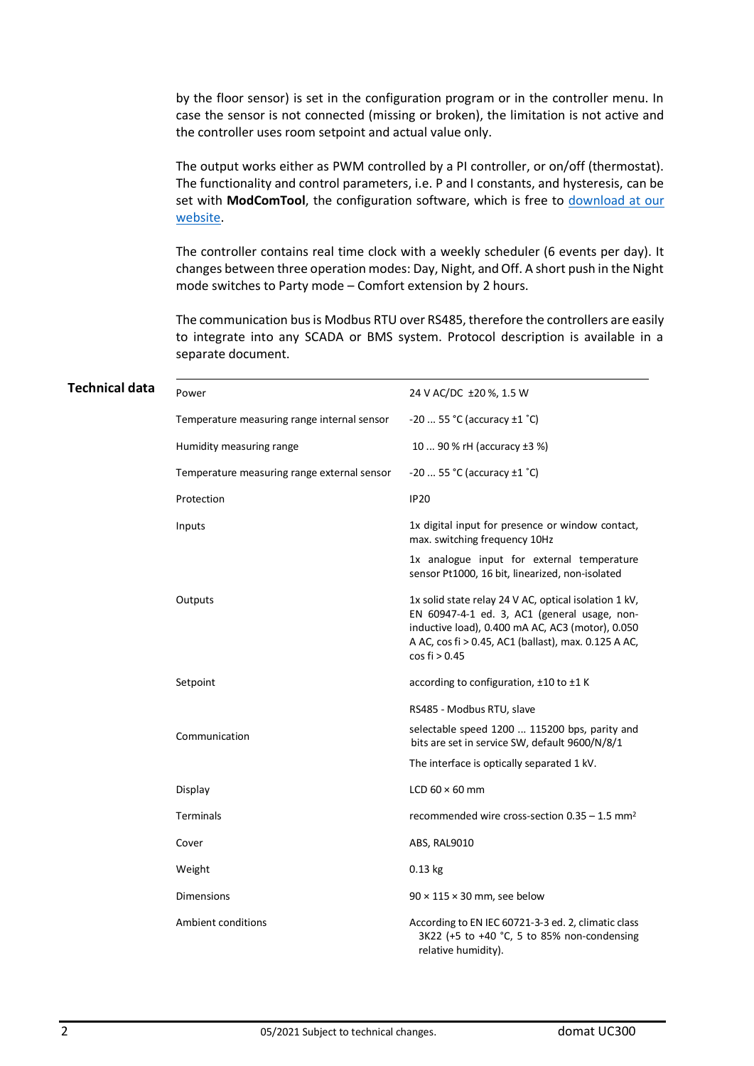by the floor sensor) is set in the configuration program or in the controller menu. In case the sensor is not connected (missing or broken), the limitation is not active and the controller uses room setpoint and actual value only.

The output works either as PWM controlled by a PI controller, or on/off (thermostat). The functionality and control parameters, i.e. P and I constants, and hysteresis, can be set with **ModComTool**, the configuration software, which is free to download at our website.

The controller contains real time clock with a weekly scheduler (6 events per day). It changes between three operation modes: Day, Night, and Off. A short push in the Night mode switches to Party mode – Comfort extension by 2 hours.

The communication bus is Modbus RTU over RS485, therefore the controllers are easily to integrate into any SCADA or BMS system. Protocol description is available in a separate document.

## Technical data

| | |
|---|---|
| Power | 24 V AC/DC ±20 %, 1.5 W |
| Temperature measuring range internal sensor | -20 ... 55 °C (accuracy ±1 ˚C) |
| Humidity measuring range | 10 ... 90 % rH (accuracy ±3 %) |
| Temperature measuring range external sensor | -20 ... 55 °C (accuracy ±1 ˚C) |
| Protection | IP20 |
| Inputs | 1x digital input for presence or window contact, max. switching frequency 10Hz<br>1x analogue input for external temperature sensor Pt1000, 16 bit, linearized, non-isolated |
| Outputs | 1x solid state relay 24 V AC, optical isolation 1 kV, EN 60947-4-1 ed. 3, AC1 (general usage, non-inductive load), 0.400 mA AC, AC3 (motor), 0.050 A AC, cos fi > 0.45, AC1 (ballast), max. 0.125 A AC, cos fi > 0.45 |
| Setpoint | according to configuration, ±10 to ±1 K |
| Communication | RS485 - Modbus RTU, slave<br>selectable speed 1200 ... 115200 bps, parity and bits are set in service SW, default 9600/N/8/1<br>The interface is optically separated 1 kV. |
| Display | LCD 60 × 60 mm |
| Terminals | recommended wire cross-section 0.35 – 1.5 mm² |
| Cover | ABS, RAL9010 |
| Weight | 0.13 kg |
| Dimensions | 90 × 115 × 30 mm, see below |
| Ambient conditions | According to EN IEC 60721-3-3 ed. 2, climatic class 3K22 (+5 to +40 °C, 5 to 85% non-condensing relative humidity). |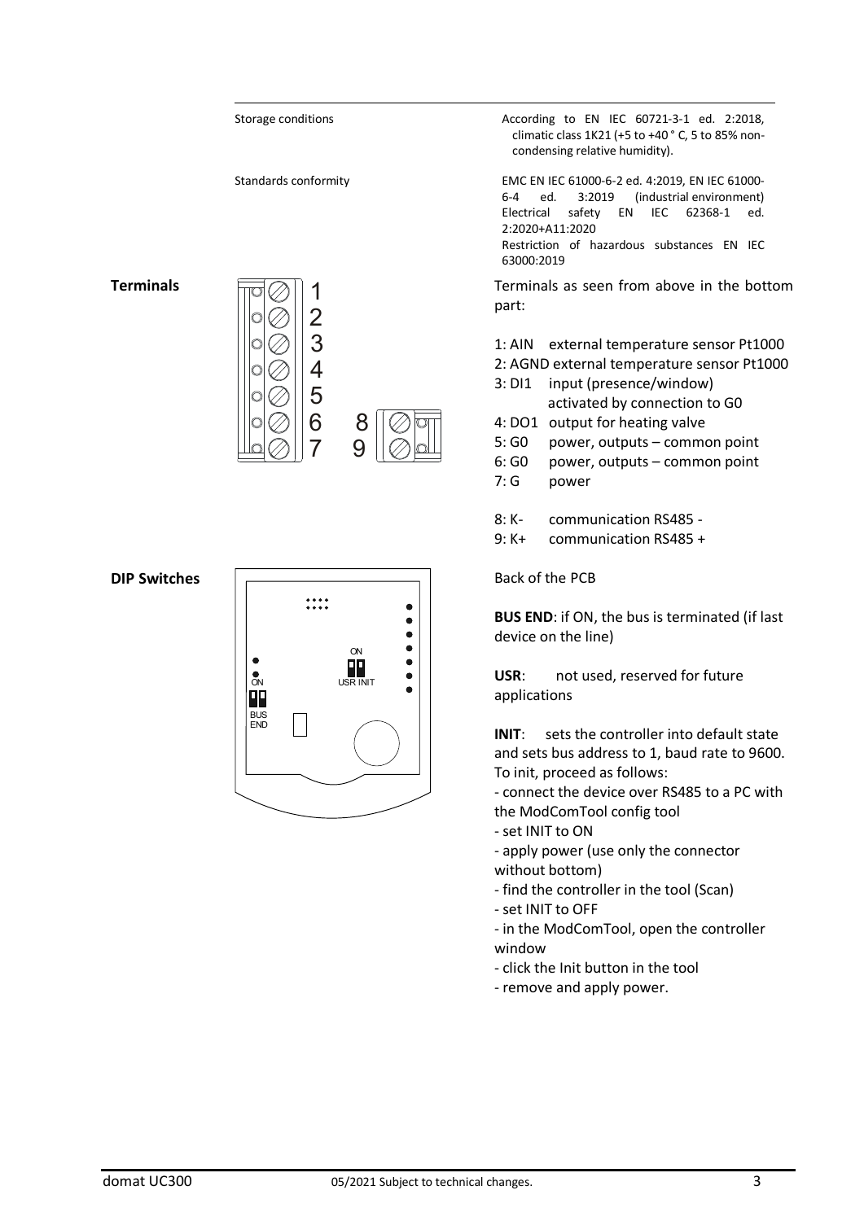| | |
|---|---|
| Storage conditions | According to EN IEC 60721-3-1 ed. 2:2018, climatic class 1K21 (+5 to +40 ° C, 5 to 85% non-condensing relative humidity). |
| Standards conformity | EMC EN IEC 61000-6-2 ed. 4:2019, EN IEC 61000-6-4 ed. 3:2019 (industrial environment) Electrical safety EN IEC 62368-1 ed. 2:2020+A11:2020 Restriction of hazardous substances EN IEC 63000:2019 |

**Terminals**

Terminals as seen from above in the bottom part:

1: AIN external temperature sensor Pt1000
2: AGND external temperature sensor Pt1000
3: DI1 input (presence/window) activated by connection to G0
4: DO1 output for heating valve
5: G0 power, outputs – common point
6: G0 power, outputs – common point
7: G power

8: K- communication RS485 -
9: K+ communication RS485 +

**DIP Switches**

Back of the PCB

**BUS END**: if ON, the bus is terminated (if last device on the line)

**USR**: not used, reserved for future applications

**INIT**: sets the controller into default state and sets bus address to 1, baud rate to 9600. To init, proceed as follows:

- connect the device over RS485 to a PC with the ModComTool config tool
- set INIT to ON
- apply power (use only the connector without bottom)
- find the controller in the tool (Scan)
- set INIT to OFF
- in the ModComTool, open the controller window
- click the Init button in the tool
- remove and apply power.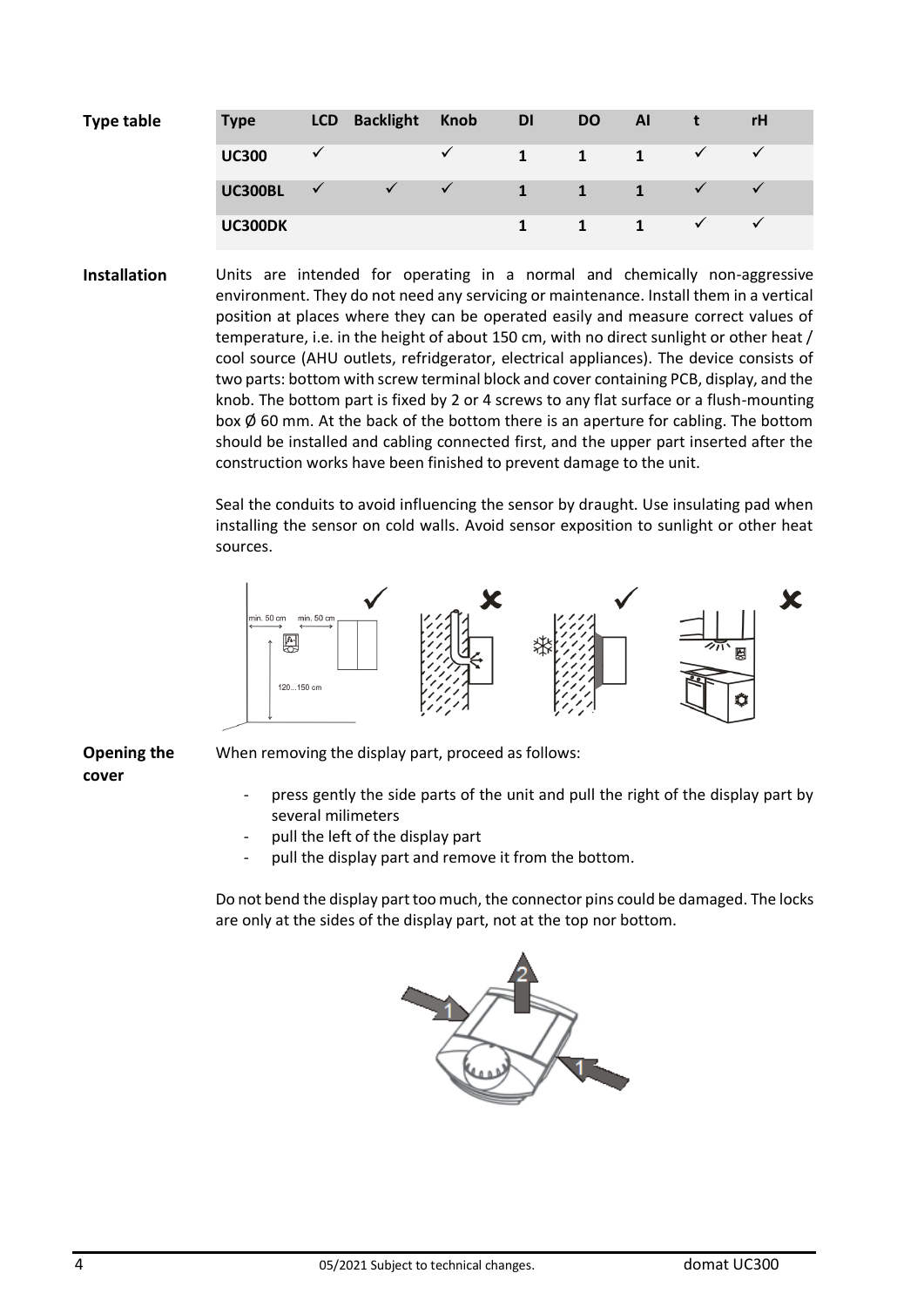## Type table

| Type | LCD | Backlight | Knob | DI | DO | AI | t | rH |
|---|---|---|---|---|---|---|---|---|
| **UC300** | ✓ | | ✓ | 1 | 1 | 1 | ✓ | ✓ |
| **UC300BL** | ✓ | ✓ | ✓ | 1 | 1 | 1 | ✓ | ✓ |
| **UC300DK** | | | | 1 | 1 | 1 | ✓ | ✓ |

## Installation

Units are intended for operating in a normal and chemically non-aggressive environment. They do not need any servicing or maintenance. Install them in a vertical position at places where they can be operated easily and measure correct values of temperature, i.e. in the height of about 150 cm, with no direct sunlight or other heat / cool source (AHU outlets, refridgerator, electrical appliances). The device consists of two parts: bottom with screw terminal block and cover containing PCB, display, and the knob. The bottom part is fixed by 2 or 4 screws to any flat surface or a flush-mounting box Ø 60 mm. At the back of the bottom there is an aperture for cabling. The bottom should be installed and cabling connected first, and the upper part inserted after the construction works have been finished to prevent damage to the unit.

Seal the conduits to avoid influencing the sensor by draught. Use insulating pad when installing the sensor on cold walls. Avoid sensor exposition to sunlight or other heat sources.

## Opening the cover

When removing the display part, proceed as follows:

- press gently the side parts of the unit and pull the right of the display part by several milimeters
- pull the left of the display part
- pull the display part and remove it from the bottom.

Do not bend the display part too much, the connector pins could be damaged. The locks are only at the sides of the display part, not at the top nor bottom.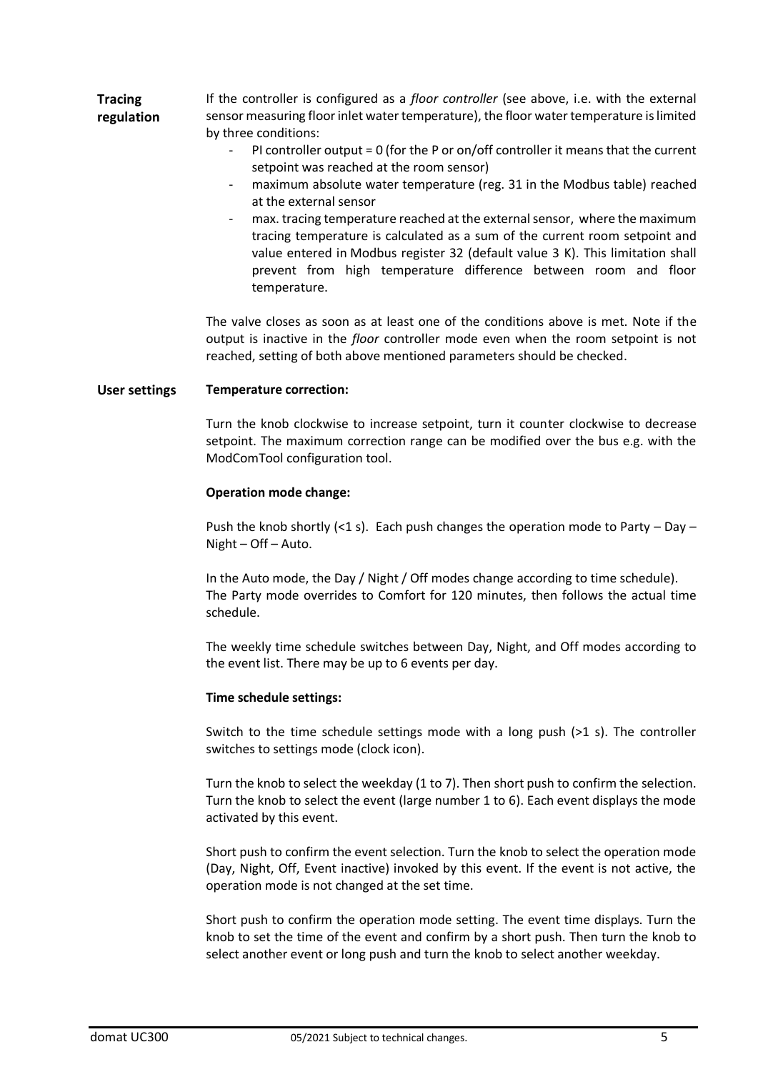**Tracing regulation**

If the controller is configured as a *floor controller* (see above, i.e. with the external sensor measuring floor inlet water temperature), the floor water temperature is limited by three conditions:

- PI controller output = 0 (for the P or on/off controller it means that the current setpoint was reached at the room sensor)
- maximum absolute water temperature (reg. 31 in the Modbus table) reached at the external sensor
- max. tracing temperature reached at the external sensor, where the maximum tracing temperature is calculated as a sum of the current room setpoint and value entered in Modbus register 32 (default value 3 K). This limitation shall prevent from high temperature difference between room and floor temperature.

The valve closes as soon as at least one of the conditions above is met. Note if the output is inactive in the *floor* controller mode even when the room setpoint is not reached, setting of both above mentioned parameters should be checked.

**User settings**

**Temperature correction:**

Turn the knob clockwise to increase setpoint, turn it counter clockwise to decrease setpoint. The maximum correction range can be modified over the bus e.g. with the ModComTool configuration tool.

**Operation mode change:**

Push the knob shortly (<1 s). Each push changes the operation mode to Party – Day – Night – Off – Auto.

In the Auto mode, the Day / Night / Off modes change according to time schedule).
The Party mode overrides to Comfort for 120 minutes, then follows the actual time schedule.

The weekly time schedule switches between Day, Night, and Off modes according to the event list. There may be up to 6 events per day.

**Time schedule settings:**

Switch to the time schedule settings mode with a long push (>1 s). The controller switches to settings mode (clock icon).

Turn the knob to select the weekday (1 to 7). Then short push to confirm the selection. Turn the knob to select the event (large number 1 to 6). Each event displays the mode activated by this event.

Short push to confirm the event selection. Turn the knob to select the operation mode (Day, Night, Off, Event inactive) invoked by this event. If the event is not active, the operation mode is not changed at the set time.

Short push to confirm the operation mode setting. The event time displays. Turn the knob to set the time of the event and confirm by a short push. Then turn the knob to select another event or long push and turn the knob to select another weekday.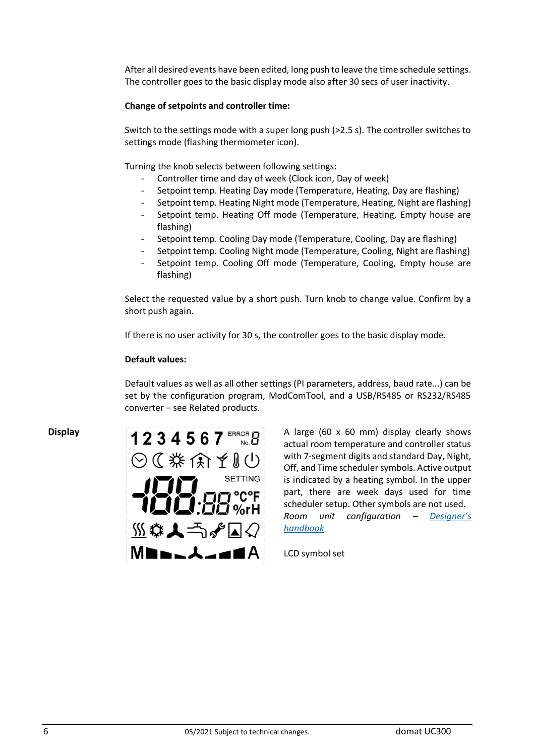After all desired events have been edited, long push to leave the time schedule settings. The controller goes to the basic display mode also after 30 secs of user inactivity.

**Change of setpoints and controller time:**

Switch to the settings mode with a super long push (>2.5 s). The controller switches to settings mode (flashing thermometer icon).

Turning the knob selects between following settings:

- Controller time and day of week (Clock icon, Day of week)
- Setpoint temp. Heating Day mode (Temperature, Heating, Day are flashing)
- Setpoint temp. Heating Night mode (Temperature, Heating, Night are flashing)
- Setpoint temp. Heating Off mode (Temperature, Heating, Empty house are flashing)
- Setpoint temp. Cooling Day mode (Temperature, Cooling, Day are flashing)
- Setpoint temp. Cooling Night mode (Temperature, Cooling, Night are flashing)
- Setpoint temp. Cooling Off mode (Temperature, Cooling, Empty house are flashing)

Select the requested value by a short push. Turn knob to change value. Confirm by a short push again.

If there is no user activity for 30 s, the controller goes to the basic display mode.

**Default values:**

Default values as well as all other settings (PI parameters, address, baud rate...) can be set by the configuration program, ModComTool, and a USB/RS485 or RS232/RS485 converter – see Related products.

## Display

A large (60 x 60 mm) display clearly shows actual room temperature and controller status with 7-segment digits and standard Day, Night, Off, and Time scheduler symbols. Active output is indicated by a heating symbol. In the upper part, there are week days used for time scheduler setup. Other symbols are not used. *Room unit configuration – Designer's handbook*

LCD symbol set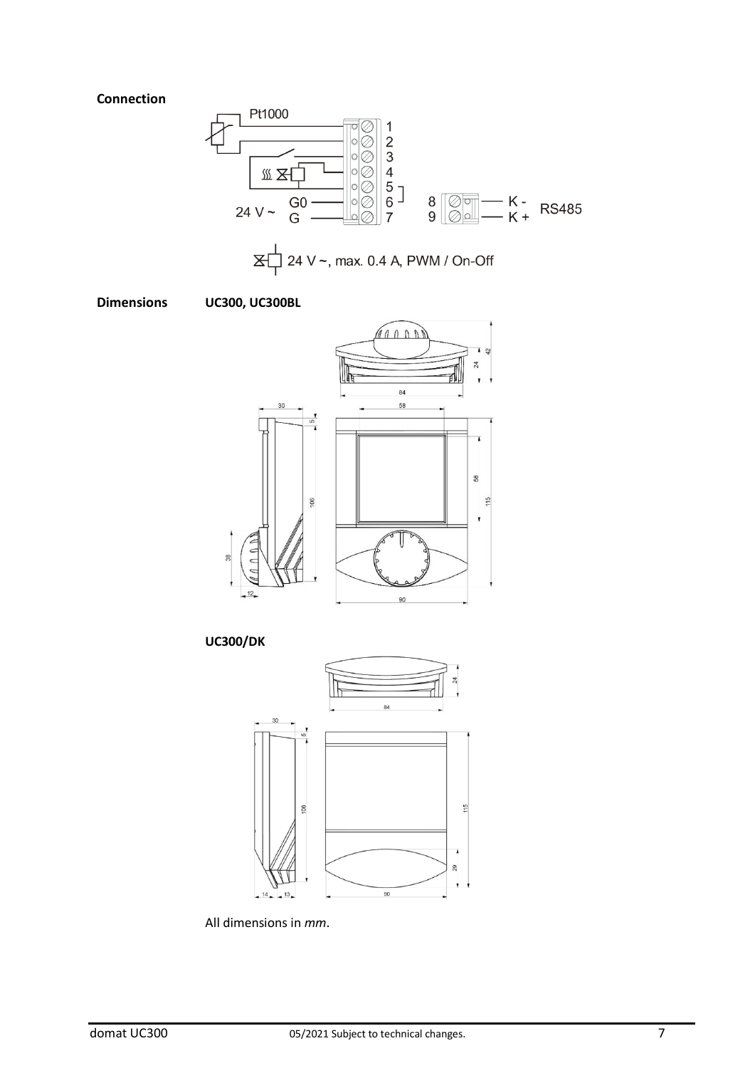**Connection**

**Dimensions** **UC300, UC300BL**

**UC300/DK**

All dimensions in *mm*.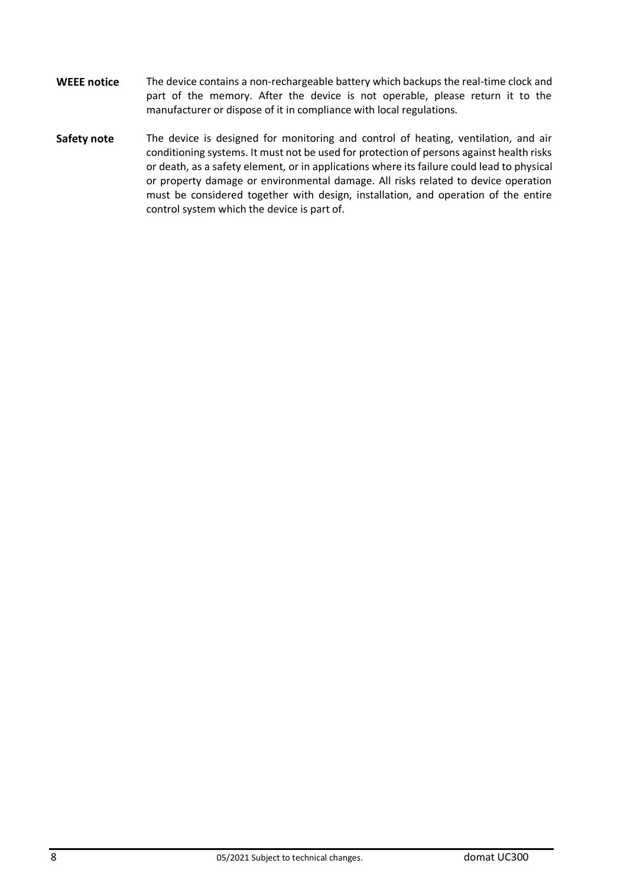**WEEE notice** The device contains a non-rechargeable battery which backups the real-time clock and part of the memory. After the device is not operable, please return it to the manufacturer or dispose of it in compliance with local regulations.

**Safety note** The device is designed for monitoring and control of heating, ventilation, and air conditioning systems. It must not be used for protection of persons against health risks or death, as a safety element, or in applications where its failure could lead to physical or property damage or environmental damage. All risks related to device operation must be considered together with design, installation, and operation of the entire control system which the device is part of.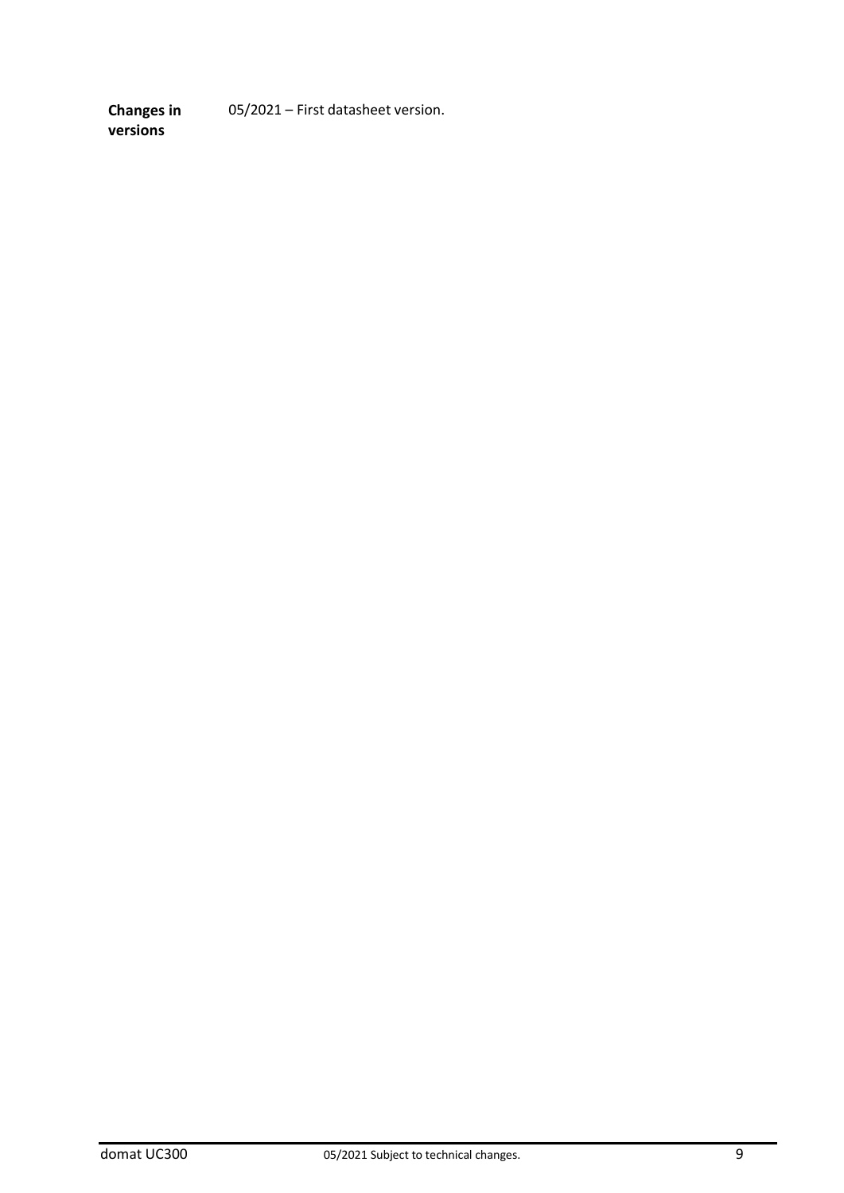**Changes in versions**

05/2021 – First datasheet version.